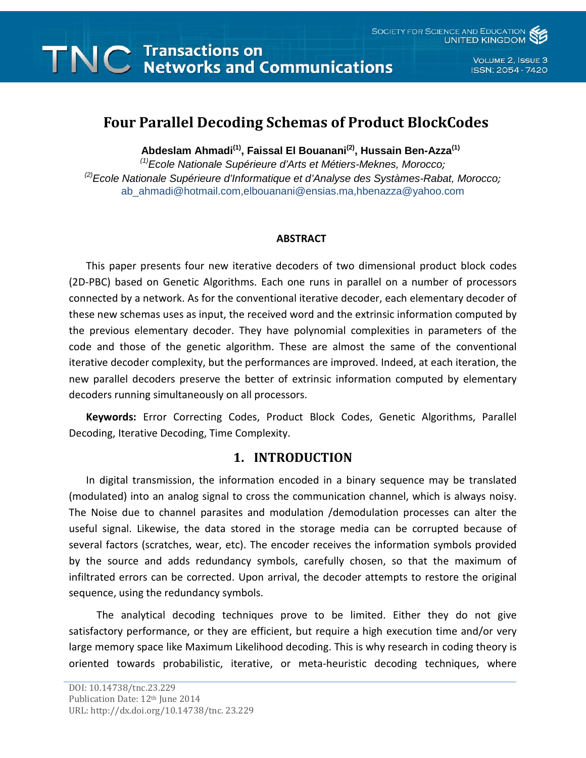# Four Parallel Decoding Schemas of Product BlockCodes

**Abdeslam Ahmadi[1], Faissal El Bouanani[2], Hussain Ben-Azza[1]**

*[1]Ecole Nationale Supérieure d'Arts et Métiers-Meknes, Morocco;*
*[2]Ecole Nationale Supérieure d'Informatique et d'Analyse des Systàmes-Rabat, Morocco;*
ab_ahmadi@hotmail.com,elbouanani@ensias.ma,hbenazza@yahoo.com

#### ABSTRACT

This paper presents four new iterative decoders of two dimensional product block codes (2D-PBC) based on Genetic Algorithms. Each one runs in parallel on a number of processors connected by a network. As for the conventional iterative decoder, each elementary decoder of these new schemas uses as input, the received word and the extrinsic information computed by the previous elementary decoder. They have polynomial complexities in parameters of the code and those of the genetic algorithm. These are almost the same of the conventional iterative decoder complexity, but the performances are improved. Indeed, at each iteration, the new parallel decoders preserve the better of extrinsic information computed by elementary decoders running simultaneously on all processors.

**Keywords:** Error Correcting Codes, Product Block Codes, Genetic Algorithms, Parallel Decoding, Iterative Decoding, Time Complexity.

## 1. INTRODUCTION

In digital transmission, the information encoded in a binary sequence may be translated (modulated) into an analog signal to cross the communication channel, which is always noisy. The Noise due to channel parasites and modulation /demodulation processes can alter the useful signal. Likewise, the data stored in the storage media can be corrupted because of several factors (scratches, wear, etc). The encoder receives the information symbols provided by the source and adds redundancy symbols, carefully chosen, so that the maximum of infiltrated errors can be corrected. Upon arrival, the decoder attempts to restore the original sequence, using the redundancy symbols.

The analytical decoding techniques prove to be limited. Either they do not give satisfactory performance, or they are efficient, but require a high execution time and/or very large memory space like Maximum Likelihood decoding. This is why research in coding theory is oriented towards probabilistic, iterative, or meta-heuristic decoding techniques, where

DOI: 10.14738/tnc.23.229
Publication Date: 12th June 2014
URL: http://dx.doi.org/10.14738/tnc. 23.229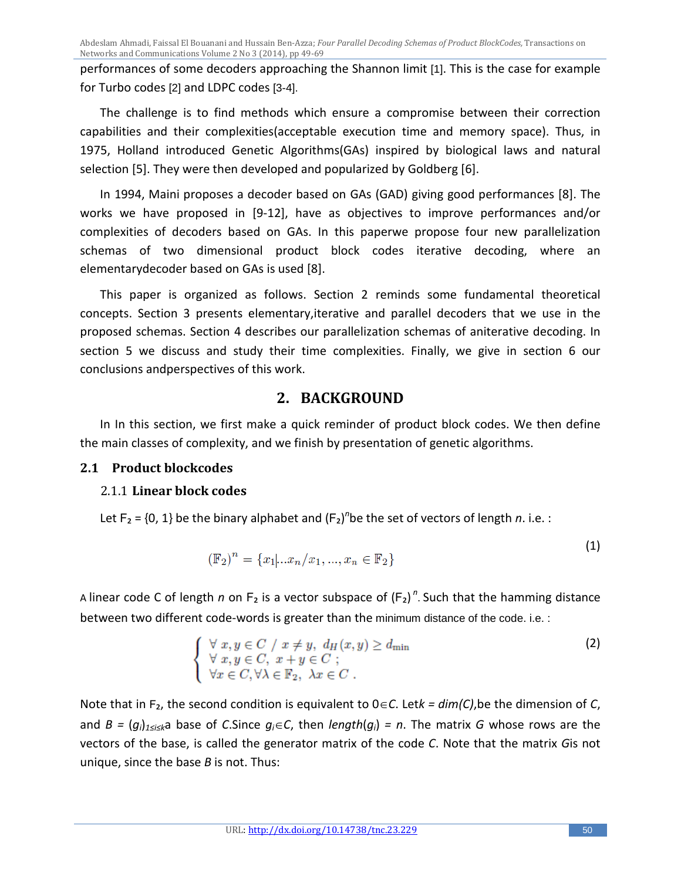performances of some decoders approaching the Shannon limit [1]. This is the case for example for Turbo codes [2] and LDPC codes [3-4].

The challenge is to find methods which ensure a compromise between their correction capabilities and their complexities(acceptable execution time and memory space). Thus, in 1975, Holland introduced Genetic Algorithms(GAs) inspired by biological laws and natural selection [5]. They were then developed and popularized by Goldberg [6].

In 1994, Maini proposes a decoder based on GAs (GAD) giving good performances [8]. The works we have proposed in [9-12], have as objectives to improve performances and/or complexities of decoders based on GAs. In this paperwe propose four new parallelization schemas of two dimensional product block codes iterative decoding, where an elementarydecoder based on GAs is used [8].

This paper is organized as follows. Section 2 reminds some fundamental theoretical concepts. Section 3 presents elementary,iterative and parallel decoders that we use in the proposed schemas. Section 4 describes our parallelization schemas of aniterative decoding. In section 5 we discuss and study their time complexities. Finally, we give in section 6 our conclusions andperspectives of this work.

## 2. BACKGROUND

In In this section, we first make a quick reminder of product block codes. We then define the main classes of complexity, and we finish by presentation of genetic algorithms.

### 2.1 Product blockcodes

#### 2.1.1 Linear block codes

Let $F_2 = \{0, 1\}$ be the binary alphabet and $(F_2)^n$be the set of vectors of length *n*. i.e. :

$$(\mathbb{F}_2)^n = \{x_1 ... x_n / x_1, ..., x_n \in \mathbb{F}_2\} \tag{1}$$

A linear code C of length *n* on $F_2$ is a vector subspace of $(F_2)^n$. Such that the hamming distance between two different code-words is greater than the minimum distance of the code. i.e. :

$$\begin{cases} \forall\ x, y \in C\ /\ x \neq y,\ d_H(x,y) \geq d_{\min} \\ \forall\ x, y \in C,\ x + y \in C\ ; \\ \forall x \in C, \forall \lambda \in \mathbb{F}_2,\ \lambda x \in C\ . \end{cases} \tag{2}$$

Note that in $F_2$, the second condition is equivalent to $0 \in C$. Let$k = dim(C)$,be the dimension of *C*, and $B = (g_i)_{1 \leq i \leq k}$a base of *C*.Since $g_i \in C$, then $length(g_i) = n$. The matrix *G* whose rows are the vectors of the base, is called the generator matrix of the code *C*. Note that the matrix *G*is not unique, since the base *B* is not. Thus: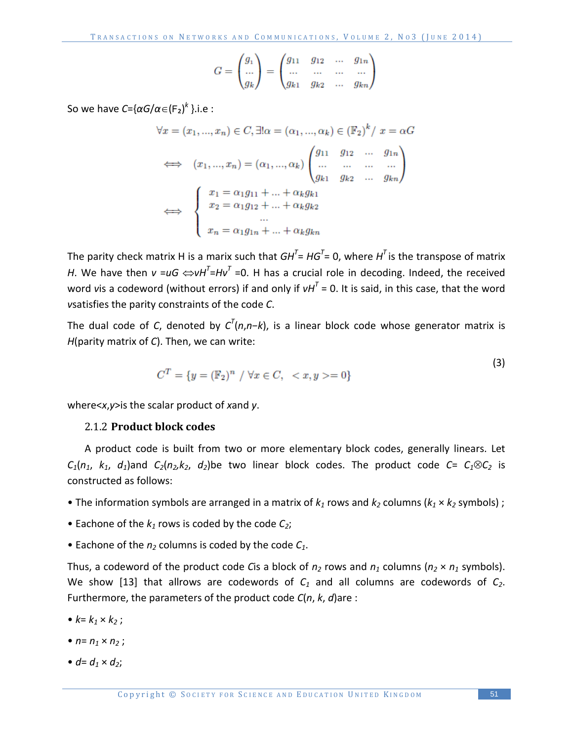$$G = \begin{pmatrix} g_1 \\ \dots \\ g_k \end{pmatrix} = \begin{pmatrix} g_{11} & g_{12} & \dots & g_{1n} \\ \dots & \dots & \dots & \dots \\ g_{k1} & g_{k2} & \dots & g_{kn} \end{pmatrix}$$

So we have $C=\{\alpha G/\alpha\in(\mathbb{F}_2)^k\}$.i.e :

$$\forall x = (x_1, ..., x_n) \in C, \exists! \alpha = (\alpha_1, ..., \alpha_k) \in (\mathbb{F}_2)^k / \; x = \alpha G$$

$$\iff \quad (x_1, ..., x_n) = (\alpha_1, ..., \alpha_k) \begin{pmatrix} g_{11} & g_{12} & \dots & g_{1n} \\ \dots & \dots & \dots & \dots \\ g_{k1} & g_{k2} & \dots & g_{kn} \end{pmatrix}$$

$$\iff \quad \begin{cases} x_1 = \alpha_1 g_{11} + ... + \alpha_k g_{k1} \\ x_2 = \alpha_1 g_{12} + ... + \alpha_k g_{k2} \\ \quad \dots \\ x_n = \alpha_1 g_{1n} + ... + \alpha_k g_{kn} \end{cases}$$

The parity check matrix H is a marix such that $GH^T= HG^T= 0$, where $H^T$ is the transpose of matrix $H$. We have then $v =uG \Leftrightarrow vH^T=Hv^T =0$. H has a crucial role in decoding. Indeed, the received word $v$is a codeword (without errors) if and only if $vH^T = 0$. It is said, in this case, that the word $v$satisfies the parity constraints of the code $C$.

The dual code of $C$, denoted by $C^T(n,n-k)$, is a linear block code whose generator matrix is $H$(parity matrix of $C$). Then, we can write:

$$C^T = \{y = (\mathbb{F}_2)^n \; / \; \forall x \in C, \;\; < x, y >= 0\} \tag{3}$$

where$<x,y>$is the scalar product of $x$and $y$.

### 2.1.2 Product block codes

A product code is built from two or more elementary block codes, generally linears. Let $C_1(n_1, k_1, d_1)$and $C_2(n_2,k_2, d_2)$be two linear block codes. The product code $C= C_1 \otimes C_2$ is constructed as follows:

- The information symbols are arranged in a matrix of $k_1$ rows and $k_2$ columns ($k_1 \times k_2$ symbols) ;
- Eachone of the $k_1$ rows is coded by the code $C_2$;
- Eachone of the $n_2$ columns is coded by the code $C_1$.

Thus, a codeword of the product code $C$is a block of $n_2$ rows and $n_1$ columns ($n_2 \times n_1$ symbols). We show [13] that allrows are codewords of $C_1$ and all columns are codewords of $C_2$. Furthermore, the parameters of the product code $C(n, k, d)$are :

- $k= k_1 \times k_2$ ;
- $n= n_1 \times n_2$ ;
- $d= d_1 \times d_2$;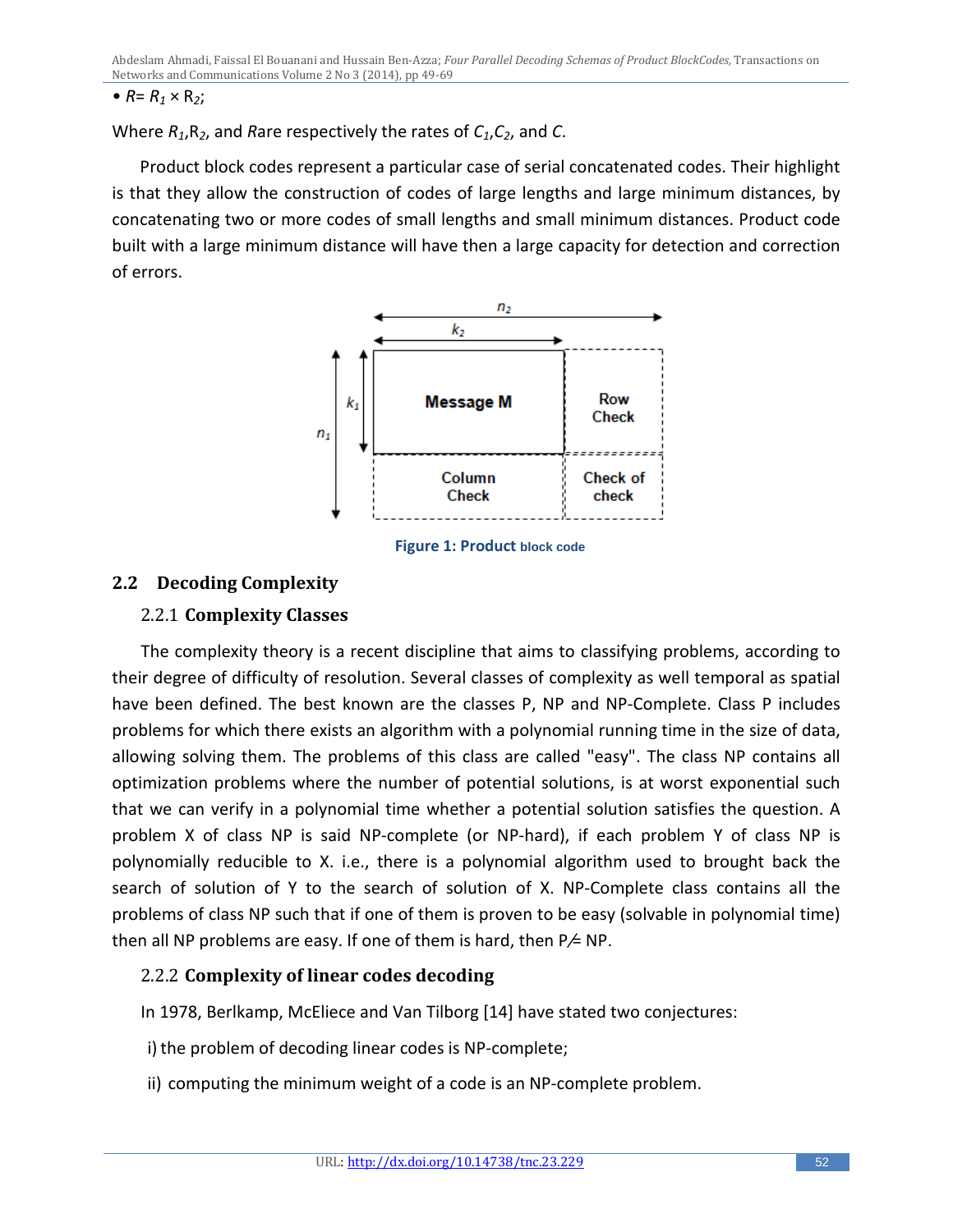• $R = R_1 \times R_2$;

Where $R_1$,$R_2$, and $R$ are respectively the rates of $C_1$,$C_2$, and $C$.

Product block codes represent a particular case of serial concatenated codes. Their highlight is that they allow the construction of codes of large lengths and large minimum distances, by concatenating two or more codes of small lengths and small minimum distances. Product code built with a large minimum distance will have then a large capacity for detection and correction of errors.

**Figure 1: Product block code**

## 2.2 Decoding Complexity

### 2.2.1 Complexity Classes

The complexity theory is a recent discipline that aims to classifying problems, according to their degree of difficulty of resolution. Several classes of complexity as well temporal as spatial have been defined. The best known are the classes P, NP and NP-Complete. Class P includes problems for which there exists an algorithm with a polynomial running time in the size of data, allowing solving them. The problems of this class are called "easy". The class NP contains all optimization problems where the number of potential solutions, is at worst exponential such that we can verify in a polynomial time whether a potential solution satisfies the question. A problem X of class NP is said NP-complete (or NP-hard), if each problem Y of class NP is polynomially reducible to X. i.e., there is a polynomial algorithm used to brought back the search of solution of Y to the search of solution of X. NP-Complete class contains all the problems of class NP such that if one of them is proven to be easy (solvable in polynomial time) then all NP problems are easy. If one of them is hard, then P≠ NP.

### 2.2.2 Complexity of linear codes decoding

In 1978, Berlkamp, McEliece and Van Tilborg [14] have stated two conjectures:

i) the problem of decoding linear codes is NP-complete;

ii) computing the minimum weight of a code is an NP-complete problem.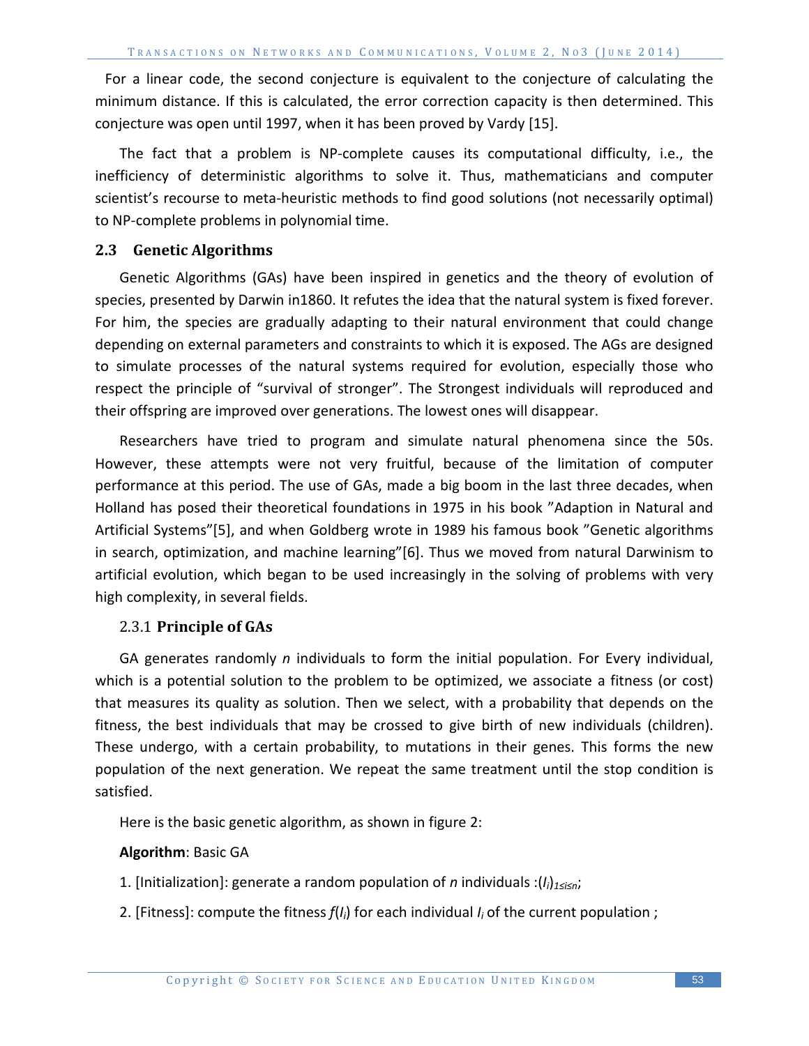For a linear code, the second conjecture is equivalent to the conjecture of calculating the minimum distance. If this is calculated, the error correction capacity is then determined. This conjecture was open until 1997, when it has been proved by Vardy [15].

The fact that a problem is NP-complete causes its computational difficulty, i.e., the inefficiency of deterministic algorithms to solve it. Thus, mathematicians and computer scientist's recourse to meta-heuristic methods to find good solutions (not necessarily optimal) to NP-complete problems in polynomial time.

### 2.3 Genetic Algorithms

Genetic Algorithms (GAs) have been inspired in genetics and the theory of evolution of species, presented by Darwin in1860. It refutes the idea that the natural system is fixed forever. For him, the species are gradually adapting to their natural environment that could change depending on external parameters and constraints to which it is exposed. The AGs are designed to simulate processes of the natural systems required for evolution, especially those who respect the principle of "survival of stronger". The Strongest individuals will reproduced and their offspring are improved over generations. The lowest ones will disappear.

Researchers have tried to program and simulate natural phenomena since the 50s. However, these attempts were not very fruitful, because of the limitation of computer performance at this period. The use of GAs, made a big boom in the last three decades, when Holland has posed their theoretical foundations in 1975 in his book "Adaption in Natural and Artificial Systems"[5], and when Goldberg wrote in 1989 his famous book "Genetic algorithms in search, optimization, and machine learning"[6]. Thus we moved from natural Darwinism to artificial evolution, which began to be used increasingly in the solving of problems with very high complexity, in several fields.

#### 2.3.1 Principle of GAs

GA generates randomly *n* individuals to form the initial population. For Every individual, which is a potential solution to the problem to be optimized, we associate a fitness (or cost) that measures its quality as solution. Then we select, with a probability that depends on the fitness, the best individuals that may be crossed to give birth of new individuals (children). These undergo, with a certain probability, to mutations in their genes. This forms the new population of the next generation. We repeat the same treatment until the stop condition is satisfied.

Here is the basic genetic algorithm, as shown in figure 2:

**Algorithm**: Basic GA

1. [Initialization]: generate a random population of *n* individuals :$(I_i)_{1 \le i \le n}$;
2. [Fitness]: compute the fitness $f(I_i)$ for each individual $I_i$ of the current population ;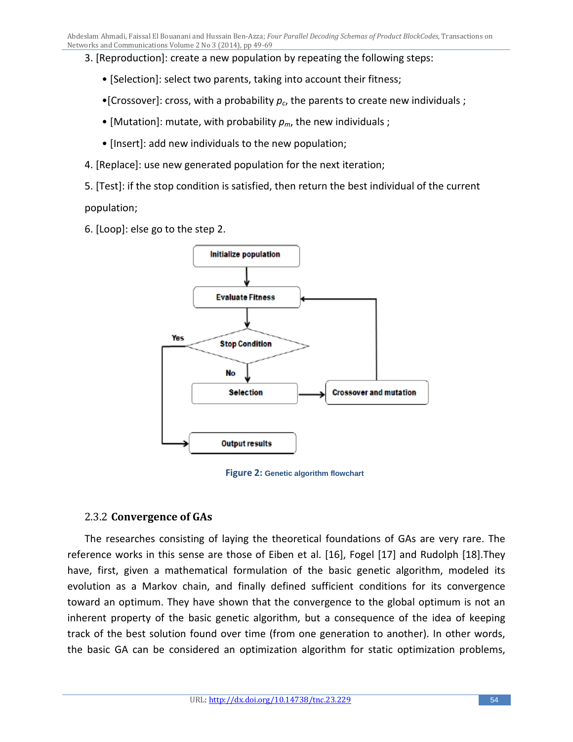3. [Reproduction]: create a new population by repeating the following steps:

   • [Selection]: select two parents, taking into account their fitness;

   •[Crossover]: cross, with a probability $p_c$, the parents to create new individuals ;

   • [Mutation]: mutate, with probability $p_m$, the new individuals ;

   • [Insert]: add new individuals to the new population;

4. [Replace]: use new generated population for the next iteration;

5. [Test]: if the stop condition is satisfied, then return the best individual of the current population;

6. [Loop]: else go to the step 2.

**Figure 2:** Genetic algorithm flowchart

### 2.3.2 Convergence of GAs

The researches consisting of laying the theoretical foundations of GAs are very rare. The reference works in this sense are those of Eiben et al. [16], Fogel [17] and Rudolph [18].They have, first, given a mathematical formulation of the basic genetic algorithm, modeled its evolution as a Markov chain, and finally defined sufficient conditions for its convergence toward an optimum. They have shown that the convergence to the global optimum is not an inherent property of the basic genetic algorithm, but a consequence of the idea of keeping track of the best solution found over time (from one generation to another). In other words, the basic GA can be considered an optimization algorithm for static optimization problems,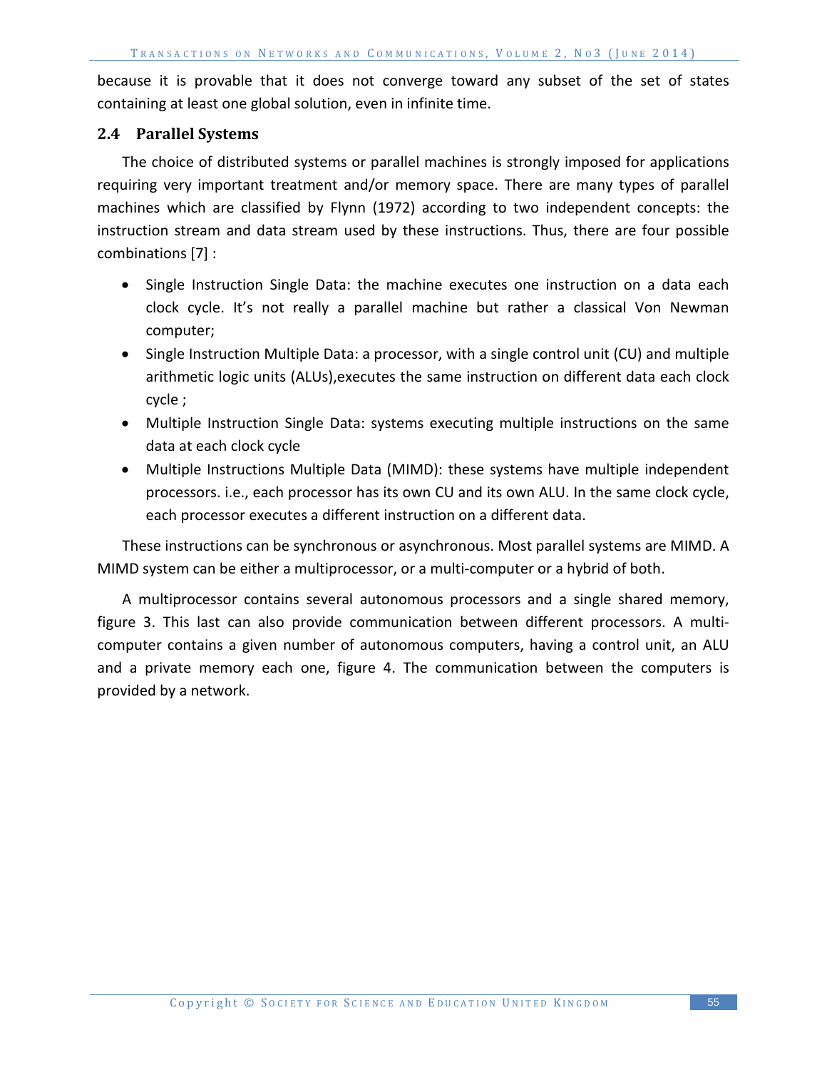because it is provable that it does not converge toward any subset of the set of states containing at least one global solution, even in infinite time.

### 2.4 Parallel Systems

The choice of distributed systems or parallel machines is strongly imposed for applications requiring very important treatment and/or memory space. There are many types of parallel machines which are classified by Flynn (1972) according to two independent concepts: the instruction stream and data stream used by these instructions. Thus, there are four possible combinations [7] :

- Single Instruction Single Data: the machine executes one instruction on a data each clock cycle. It's not really a parallel machine but rather a classical Von Newman computer;
- Single Instruction Multiple Data: a processor, with a single control unit (CU) and multiple arithmetic logic units (ALUs),executes the same instruction on different data each clock cycle ;
- Multiple Instruction Single Data: systems executing multiple instructions on the same data at each clock cycle
- Multiple Instructions Multiple Data (MIMD): these systems have multiple independent processors. i.e., each processor has its own CU and its own ALU. In the same clock cycle, each processor executes a different instruction on a different data.

These instructions can be synchronous or asynchronous. Most parallel systems are MIMD. A MIMD system can be either a multiprocessor, or a multi-computer or a hybrid of both.

A multiprocessor contains several autonomous processors and a single shared memory, figure 3. This last can also provide communication between different processors. A multi-computer contains a given number of autonomous computers, having a control unit, an ALU and a private memory each one, figure 4. The communication between the computers is provided by a network.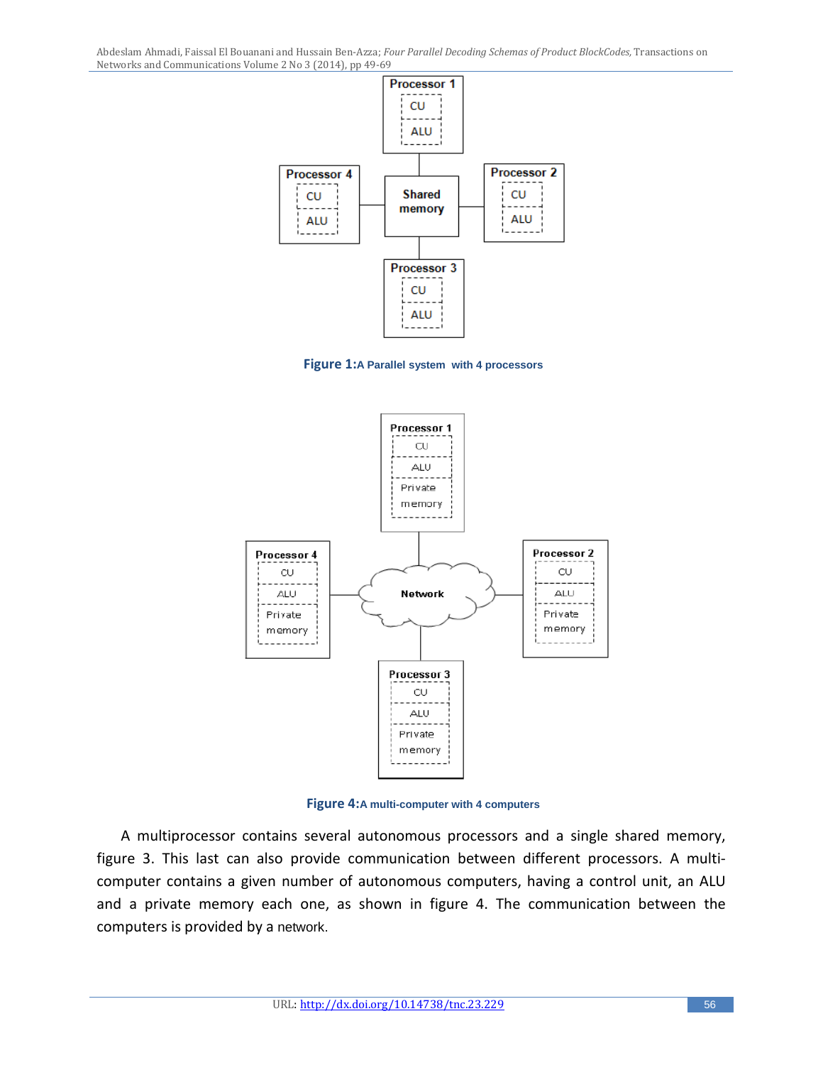Figure 1: A Parallel system with 4 processors

Figure 4: A multi-computer with 4 computers

A multiprocessor contains several autonomous processors and a single shared memory, figure 3. This last can also provide communication between different processors. A multi-computer contains a given number of autonomous computers, having a control unit, an ALU and a private memory each one, as shown in figure 4. The communication between the computers is provided by a network.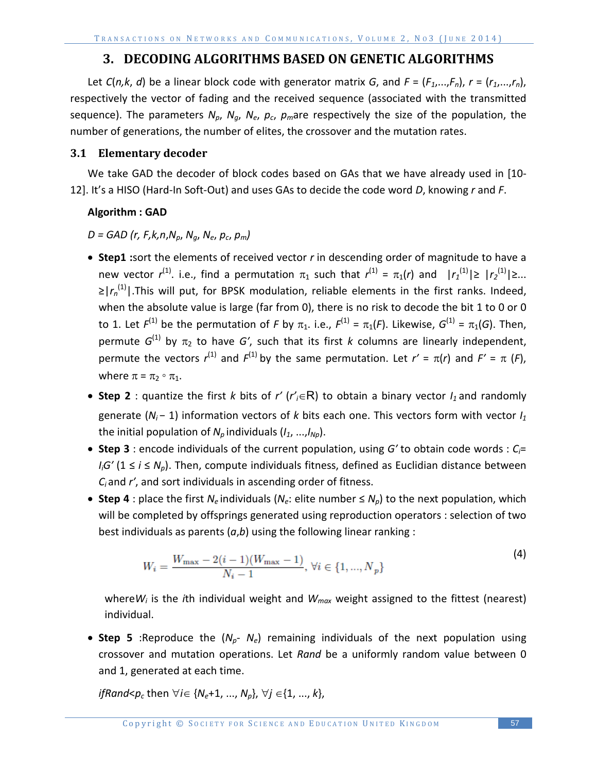## 3. DECODING ALGORITHMS BASED ON GENETIC ALGORITHMS

Let $C(n,k,d)$ be a linear block code with generator matrix $G$, and $F = (F_1,...,F_n)$, $r = (r_1,...,r_n)$, respectively the vector of fading and the received sequence (associated with the transmitted sequence). The parameters $N_p$, $N_g$, $N_e$, $p_c$, $p_m$ are respectively the size of the population, the number of generations, the number of elites, the crossover and the mutation rates.

### 3.1 Elementary decoder

We take GAD the decoder of block codes based on GAs that we have already used in [10-12]. It's a HISO (Hard-In Soft-Out) and uses GAs to decide the code word $D$, knowing $r$ and $F$.

**Algorithm : GAD**

*D = GAD (r, F,k,n,$N_p$, $N_g$, $N_e$, $p_c$, $p_m$)*

- **Step1 :** sort the elements of received vector $r$ in descending order of magnitude to have a new vector $r^{(1)}$. i.e., find a permutation $\pi_1$ such that $r^{(1)} = \pi_1(r)$ and $|r_1^{(1)}| \geq |r_2^{(1)}| \geq ... \geq |r_n^{(1)}|$. This will put, for BPSK modulation, reliable elements in the first ranks. Indeed, when the absolute value is large (far from 0), there is no risk to decode the bit 1 to 0 or 0 to 1. Let $F^{(1)}$ be the permutation of $F$ by $\pi_1$. i.e., $F^{(1)} = \pi_1(F)$. Likewise, $G^{(1)} = \pi_1(G)$. Then, permute $G^{(1)}$ by $\pi_2$ to have $G'$, such that its first $k$ columns are linearly independent, permute the vectors $r^{(1)}$ and $F^{(1)}$ by the same permutation. Let $r' = \pi(r)$ and $F' = \pi(F)$, where $\pi = \pi_2 \circ \pi_1$.
- **Step 2** : quantize the first $k$ bits of $r'$ ($r'_i \in \mathbb{R}$) to obtain a binary vector $I_1$ and randomly generate ($N_i - 1$) information vectors of $k$ bits each one. This vectors form with vector $I_1$ the initial population of $N_p$ individuals ($I_1$, ..., $I_{Np}$).
- **Step 3** : encode individuals of the current population, using $G'$ to obtain code words : $C_i = I_i G'$ ($1 \leq i \leq N_p$). Then, compute individuals fitness, defined as Euclidian distance between $C_i$ and $r'$, and sort individuals in ascending order of fitness.
- **Step 4** : place the first $N_e$ individuals ($N_e$: elite number $\leq N_p$) to the next population, which will be completed by offsprings generated using reproduction operators : selection of two best individuals as parents ($a$,$b$) using the following linear ranking :

$$W_i = \frac{W_{\max} - 2(i-1)(W_{\max} - 1)}{N_i - 1}, \ \forall i \in \{1, ..., N_p\} \tag{4}$$

  where $W_i$ is the $i$th individual weight and $W_{max}$ weight assigned to the fittest (nearest) individual.

- **Step 5** : Reproduce the ($N_p$- $N_e$) remaining individuals of the next population using crossover and mutation operations. Let *Rand* be a uniformly random value between 0 and 1, generated at each time.

  *if Rand*<$p_c$ then $\forall i \in \{N_e+1, ..., N_p\}$, $\forall j \in \{1, ..., k\}$,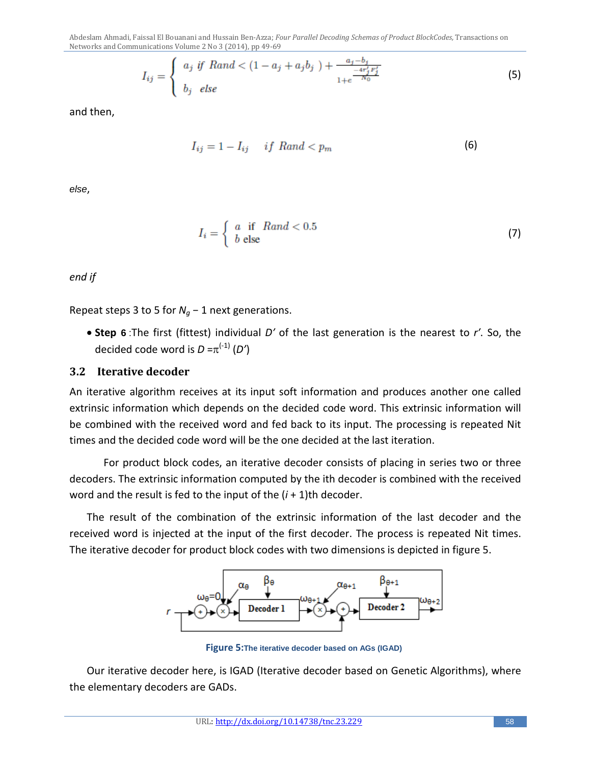$$I_{ij} = \begin{cases} a_j \text{ if } Rand < (1 - a_j + a_j b_j) + \frac{a_j - b_j}{1 + e^{\frac{-4r'_j F'_j}{N_0}}} \\ b_j \text{ else} \end{cases} \quad (5)$$

and then,

$$I_{ij} = 1 - I_{ij} \quad if\ Rand < p_m \quad (6)$$

*else*,

$$I_i = \begin{cases} a \text{ if } Rand < 0.5 \\ b \text{ else} \end{cases} \quad (7)$$

*end if*

Repeat steps 3 to 5 for $N_g - 1$ next generations.

- **Step 6** :The first (fittest) individual *D'* of the last generation is the nearest to *r'*. So, the decided code word is $D = \pi^{(-1)}(D')$

## 3.2 Iterative decoder

An iterative algorithm receives at its input soft information and produces another one called extrinsic information which depends on the decided code word. This extrinsic information will be combined with the received word and fed back to its input. The processing is repeated Nit times and the decided code word will be the one decided at the last iteration.

For product block codes, an iterative decoder consists of placing in series two or three decoders. The extrinsic information computed by the ith decoder is combined with the received word and the result is fed to the input of the $(i + 1)$th decoder.

The result of the combination of the extrinsic information of the last decoder and the received word is injected at the input of the first decoder. The process is repeated Nit times. The iterative decoder for product block codes with two dimensions is depicted in figure 5.

**Figure 5:** The iterative decoder based on AGs (IGAD)

Our iterative decoder here, is IGAD (Iterative decoder based on Genetic Algorithms), where the elementary decoders are GADs.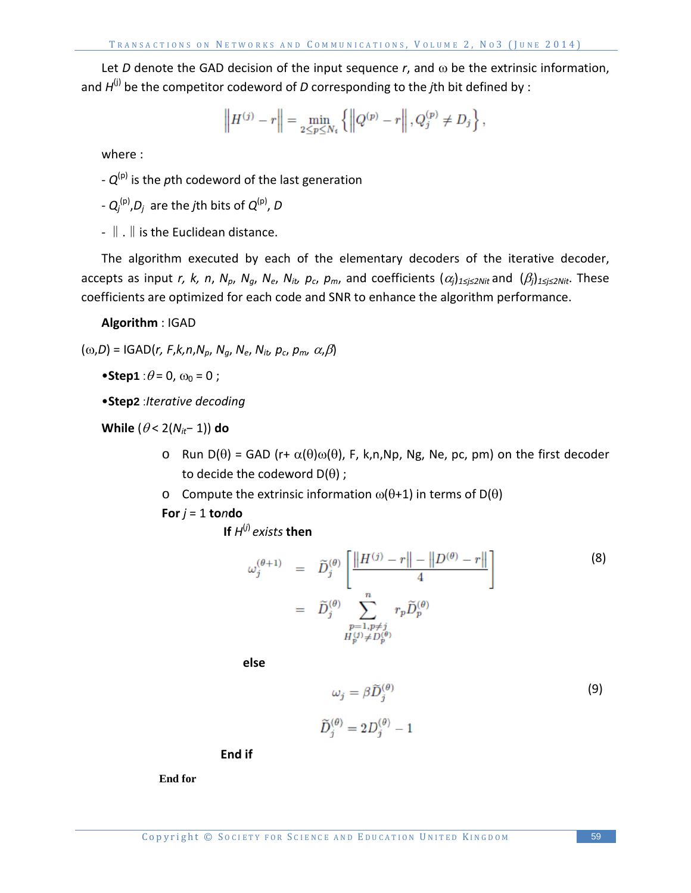Let $D$ denote the GAD decision of the input sequence $r$, and $\omega$ be the extrinsic information, and $H^{(j)}$ be the competitor codeword of $D$ corresponding to the $j$th bit defined by :

$$\left\| H^{(j)} - r \right\| = \min_{2 \leq p \leq N_t} \left\{ \left\| Q^{(p)} - r \right\|, Q_j^{(p)} \neq D_j \right\},$$

where :

- $Q^{(p)}$ is the $p$th codeword of the last generation
- $Q_j^{(p)}$, $D_j$ are the $j$th bits of $Q^{(p)}$, $D$
- $\|\cdot\|$ is the Euclidean distance.

The algorithm executed by each of the elementary decoders of the iterative decoder, accepts as input $r$, $k$, $n$, $N_p$, $N_g$, $N_e$, $N_{it}$, $p_c$, $p_m$, and coefficients $(\alpha_j)_{1 \leq j \leq 2Nit}$ and $(\beta_j)_{1 \leq j \leq 2Nit}$. These coefficients are optimized for each code and SNR to enhance the algorithm performance.

**Algorithm** : IGAD

$(\omega, D)$ = IGAD($r$, $F$, $k$, $n$, $N_p$, $N_g$, $N_e$, $N_{it}$, $p_c$, $p_m$, $\alpha$, $\beta$)

•**Step1** : $\theta = 0$, $\omega_0 = 0$ ;

•**Step2** : *Iterative decoding*

**While** ($\theta < 2(N_{it} - 1)$) **do**

- Run $D(\theta)$ = GAD ($r + \alpha(\theta)\omega(\theta)$, F, k,n,Np, Ng, Ne, pc, pm) on the first decoder to decide the codeword $D(\theta)$ ;
- Compute the extrinsic information $\omega(\theta+1)$ in terms of $D(\theta)$

**For** $j$ = 1 **to** $n$ **do**

**If** $H^{(j)}$ *exists* **then**

$$\begin{aligned} \omega_j^{(\theta+1)} &= \widetilde{D}_j^{(\theta)} \left[ \frac{\left\| H^{(j)} - r \right\| - \left\| D^{(\theta)} - r \right\|}{4} \right] \\ &= \widetilde{D}_j^{(\theta)} \sum_{\substack{p=1, p \neq j \\ H_p^{(j)} \neq D_p^{(\theta)}}}^{n} r_p \widetilde{D}_p^{(\theta)} \end{aligned} \tag{8}$$

**else**

$$\omega_j = \beta \widetilde{D}_j^{(\theta)} \tag{9}$$

$$\widetilde{D}_j^{(\theta)} = 2D_j^{(\theta)} - 1$$

**End if**

**End for**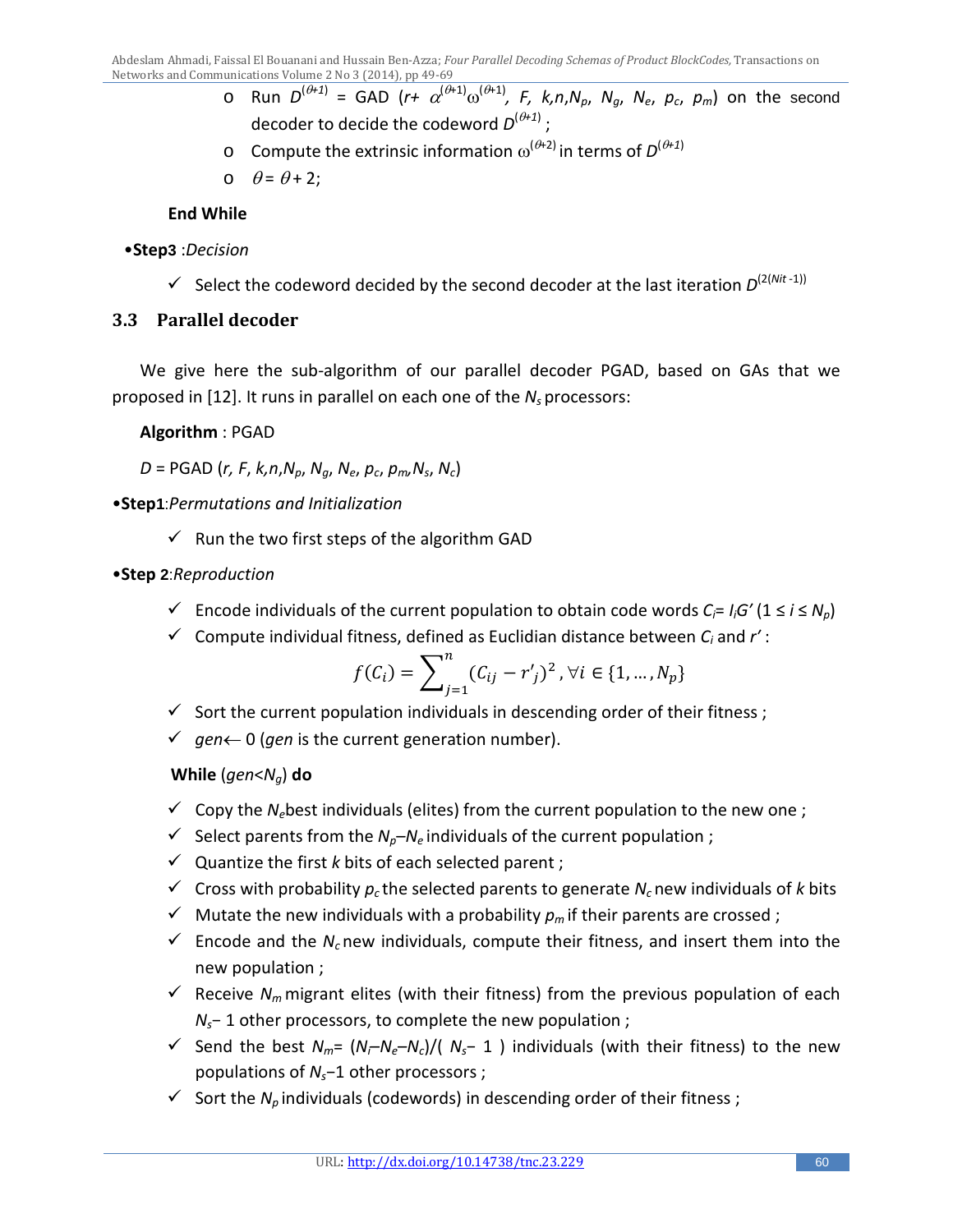- Run $D^{(\theta+1)}$ = GAD ($r+ \alpha^{(\theta+1)}\omega^{(\theta+1)}$, $F$, $k$,$n$,$N_p$, $N_g$, $N_e$, $p_c$, $p_m$) on the second decoder to decide the codeword $D^{(\theta+1)}$ ;
- Compute the extrinsic information $\omega^{(\theta+2)}$ in terms of $D^{(\theta+1)}$
- $\theta = \theta + 2$;

**End While**

**•Step3** :*Decision*

- ✓ Select the codeword decided by the second decoder at the last iteration $D^{(2(Nit\,-1))}$

## 3.3 Parallel decoder

We give here the sub-algorithm of our parallel decoder PGAD, based on GAs that we proposed in [12]. It runs in parallel on each one of the $N_s$ processors:

**Algorithm** : PGAD

$D$ = PGAD ($r$, $F$, $k$,$n$,$N_p$, $N_g$, $N_e$, $p_c$, $p_m$,$N_s$, $N_c$)

**•Step1**:*Permutations and Initialization*

- ✓ Run the two first steps of the algorithm GAD

**•Step 2**:*Reproduction*

- ✓ Encode individuals of the current population to obtain code words $C_i = I_iG'$ ($1 \le i \le N_p$)
- ✓ Compute individual fitness, defined as Euclidian distance between $C_i$ and $r'$ :

$$f(C_i) = \sum_{j=1}^{n} (C_{ij} - r'_j)^2 \,, \forall i \in \{1, \dots, N_p\}$$

- ✓ Sort the current population individuals in descending order of their fitness ;
- ✓ *gen*← 0 (*gen* is the current generation number).

**While** (*gen*<$N_g$) **do**

- ✓ Copy the $N_e$ best individuals (elites) from the current population to the new one ;
- ✓ Select parents from the $N_p$–$N_e$ individuals of the current population ;
- ✓ Quantize the first $k$ bits of each selected parent ;
- ✓ Cross with probability $p_c$ the selected parents to generate $N_c$ new individuals of $k$ bits
- ✓ Mutate the new individuals with a probability $p_m$ if their parents are crossed ;
- ✓ Encode and the $N_c$ new individuals, compute their fitness, and insert them into the new population ;
- ✓ Receive $N_m$ migrant elites (with their fitness) from the previous population of each $N_s$− 1 other processors, to complete the new population ;
- ✓ Send the best $N_m$= ($N_i$–$N_e$–$N_c$)/( $N_s$− 1 ) individuals (with their fitness) to the new populations of $N_s$−1 other processors ;
- ✓ Sort the $N_p$ individuals (codewords) in descending order of their fitness ;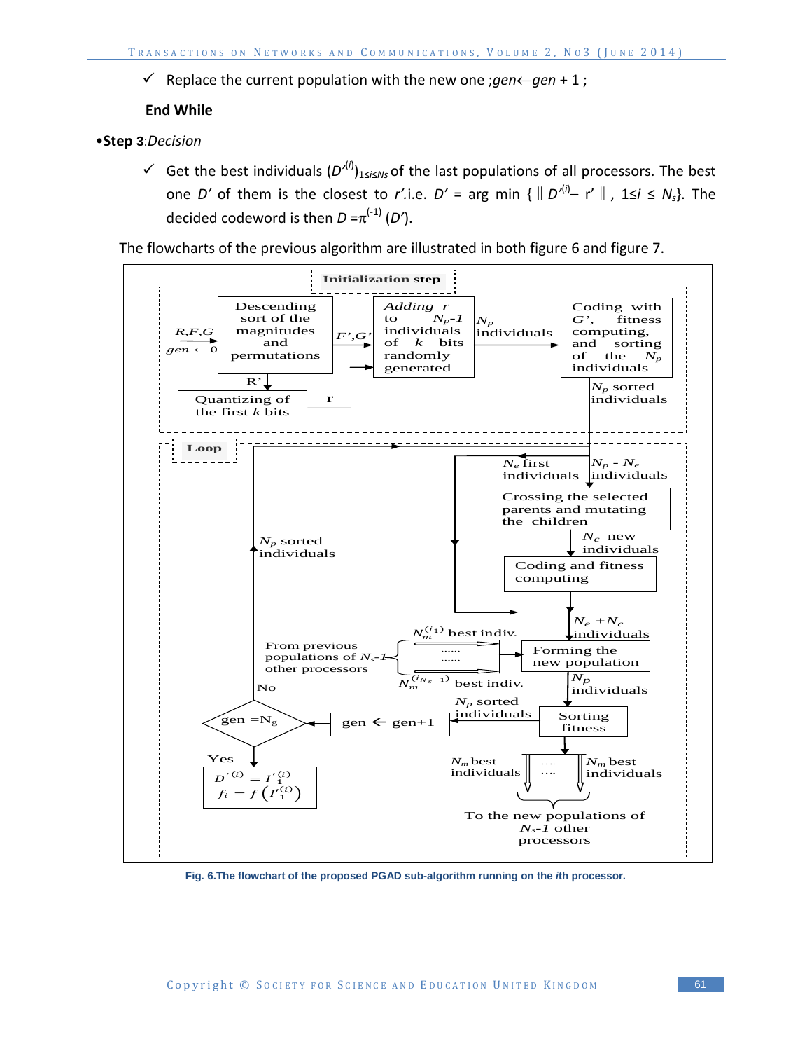- ✓ Replace the current population with the new one ;*gen*←*gen* + 1 ;

**End While**

- **Step 3**:*Decision*

  - ✓ Get the best individuals $(D'^{(i)})_{1\le i\le N_s}$ of the last populations of all processors. The best one $D'$ of them is the closest to $r'$.i.e. $D' = \arg\min \{ \| D'^{(i)} - r' \|, 1\le i \le N_s\}$. The decided codeword is then $D = \pi^{(-1)}(D')$.

The flowcharts of the previous algorithm are illustrated in both figure 6 and figure 7.

Fig. 6.The flowchart of the proposed PGAD sub-algorithm running on the *i*th processor.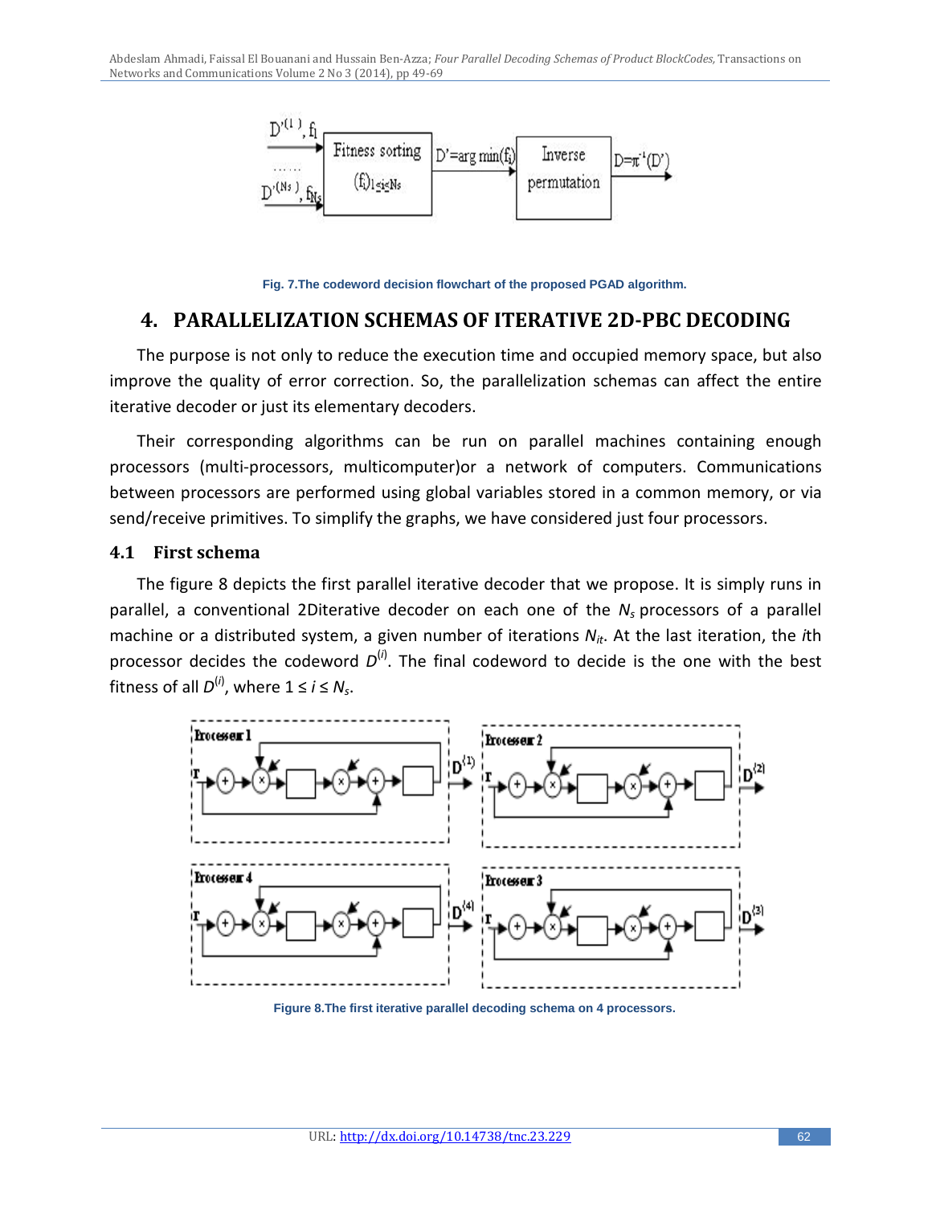Fig. 7.The codeword decision flowchart of the proposed PGAD algorithm.

## 4. PARALLELIZATION SCHEMAS OF ITERATIVE 2D-PBC DECODING

The purpose is not only to reduce the execution time and occupied memory space, but also improve the quality of error correction. So, the parallelization schemas can affect the entire iterative decoder or just its elementary decoders.

Their corresponding algorithms can be run on parallel machines containing enough processors (multi-processors, multicomputer)or a network of computers. Communications between processors are performed using global variables stored in a common memory, or via send/receive primitives. To simplify the graphs, we have considered just four processors.

### 4.1 First schema

The figure 8 depicts the first parallel iterative decoder that we propose. It is simply runs in parallel, a conventional 2Diterative decoder on each one of the $N_s$ processors of a parallel machine or a distributed system, a given number of iterations $N_{it}$. At the last iteration, the $i$th processor decides the codeword $D^{(i)}$. The final codeword to decide is the one with the best fitness of all $D^{(i)}$, where $1 \le i \le N_s$.

Figure 8.The first iterative parallel decoding schema on 4 processors.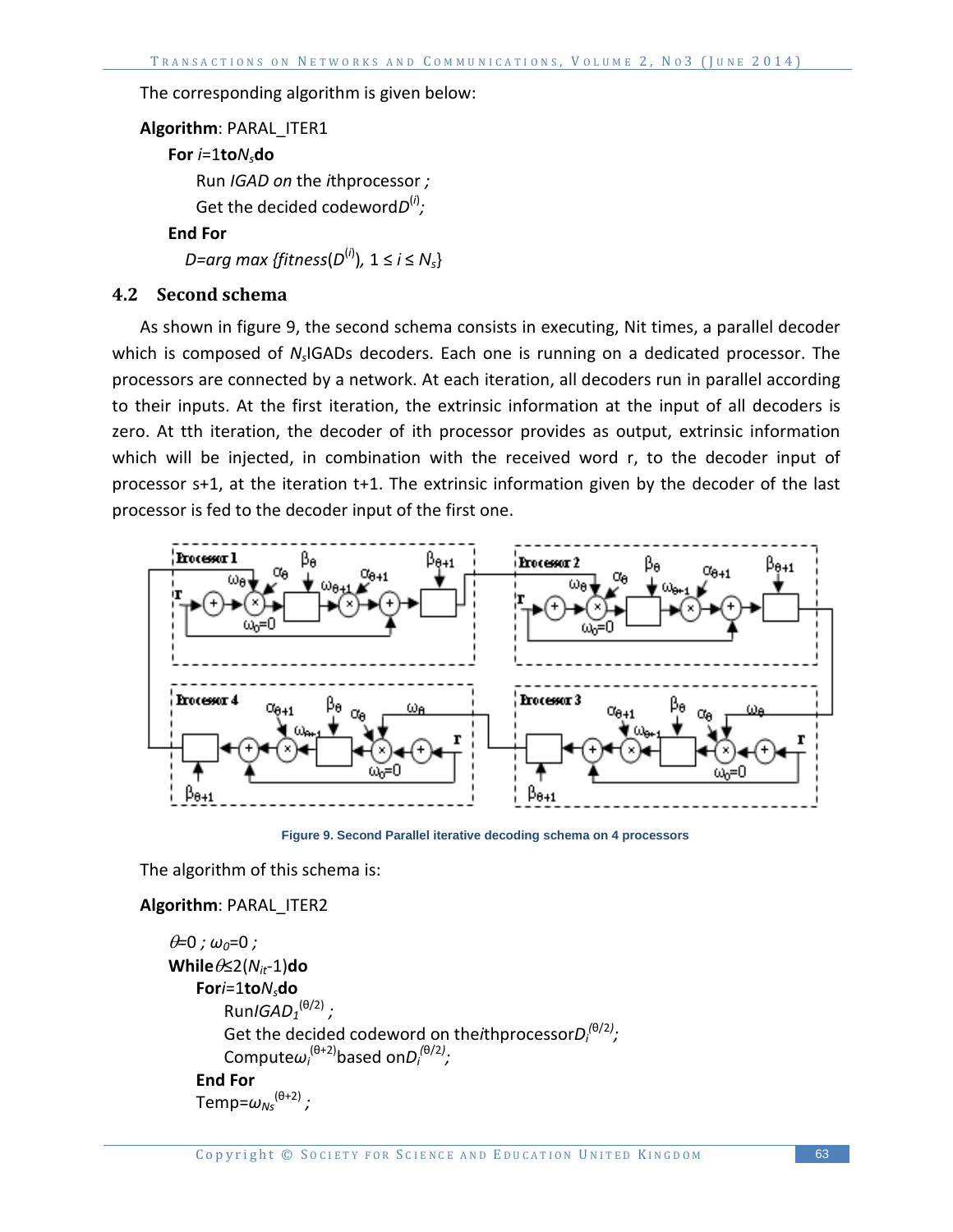The corresponding algorithm is given below:

**Algorithm**: PARAL_ITER1

**For** $i$=1 **to** $N_s$ **do**

Run *IGAD on* the $i$thprocessor *;*

Get the decided codeword $D^{(i)}$;

**End For**

$D$=*arg max* {*fitness*($D^{(i)}$), $1 \le i \le N_s$}

## 4.2 Second schema

As shown in figure 9, the second schema consists in executing, Nit times, a parallel decoder which is composed of $N_s$IGADs decoders. Each one is running on a dedicated processor. The processors are connected by a network. At each iteration, all decoders run in parallel according to their inputs. At the first iteration, the extrinsic information at the input of all decoders is zero. At tth iteration, the decoder of ith processor provides as output, extrinsic information which will be injected, in combination with the received word r, to the decoder input of processor s+1, at the iteration t+1. The extrinsic information given by the decoder of the last processor is fed to the decoder input of the first one.

Figure 9. Second Parallel iterative decoding schema on 4 processors

The algorithm of this schema is:

**Algorithm**: PARAL_ITER2

$\theta$=0 ; $\omega_0$=0 ;

**While** $\theta \le 2(N_{it}-1)$ **do**

**For** $i$=1 **to** $N_s$ **do**

Run $IGAD_1^{(\theta/2)}$ ;

Get the decided codeword on the $i$thprocessor $D_i^{(\theta/2)}$;

Compute $\omega_i^{(\theta+2)}$ based on $D_i^{(\theta/2)}$;

**End For**

Temp=$\omega_{Ns}^{(\theta+2)}$ ;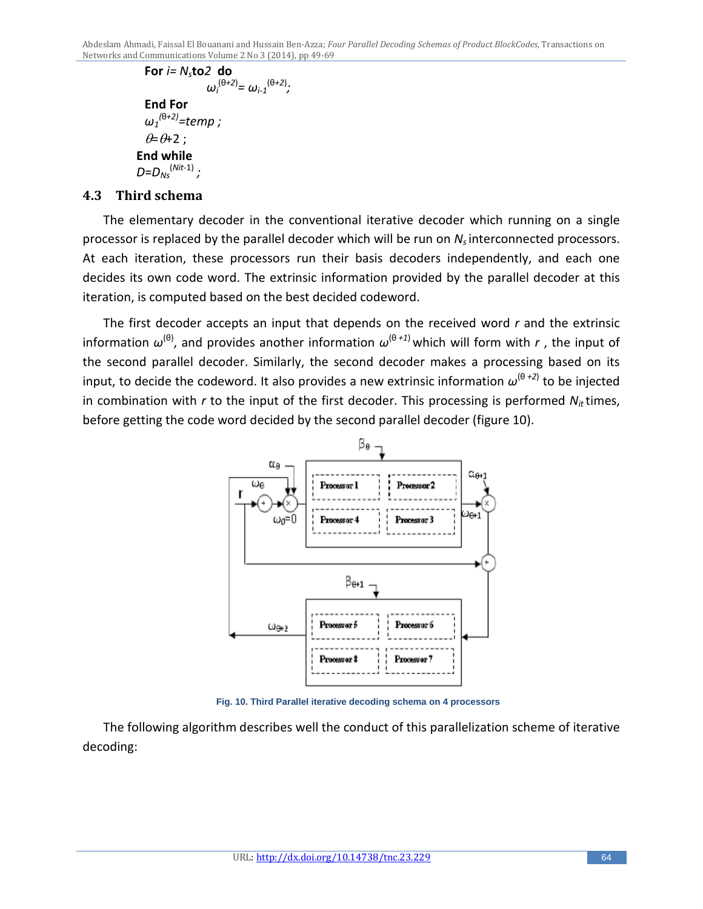**For** $i= N_s$ **to** $2$ **do**

$\omega_i^{(\theta+2)}= \omega_{i-1}^{(\theta+2)}$;

**End For**

$\omega_1^{(\theta+2)}=temp$ ;

$\theta=\theta+2$ ;

**End while**

$D=D_{Ns}^{(Nit-1)}$ ;

## 4.3 Third schema

The elementary decoder in the conventional iterative decoder which running on a single processor is replaced by the parallel decoder which will be run on $N_s$ interconnected processors. At each iteration, these processors run their basis decoders independently, and each one decides its own code word. The extrinsic information provided by the parallel decoder at this iteration, is computed based on the best decided codeword.

The first decoder accepts an input that depends on the received word $r$ and the extrinsic information $\omega^{(\theta)}$, and provides another information $\omega^{(\theta+1)}$ which will form with $r$ , the input of the second parallel decoder. Similarly, the second decoder makes a processing based on its input, to decide the codeword. It also provides a new extrinsic information $\omega^{(\theta+2)}$ to be injected in combination with $r$ to the input of the first decoder. This processing is performed $N_{it}$ times, before getting the code word decided by the second parallel decoder (figure 10).

Fig. 10. Third Parallel iterative decoding schema on 4 processors

The following algorithm describes well the conduct of this parallelization scheme of iterative decoding: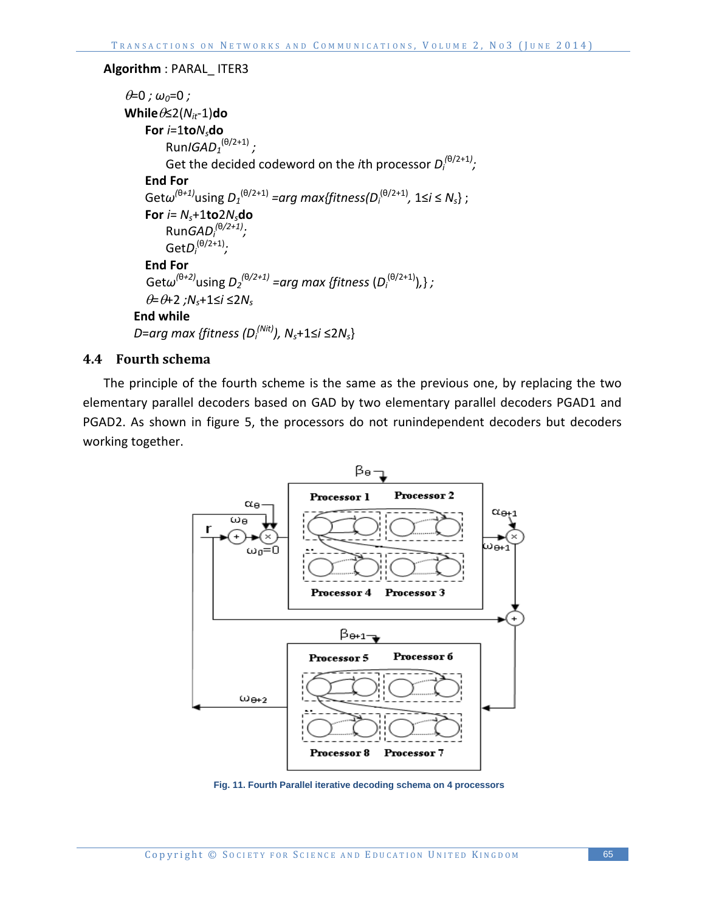**Algorithm** : PARAL_ ITER3

$\theta$=0 ; $\omega_0$=0 ;
**While** $\theta \leq 2(N_{it}-1)$ **do**
**For** $i$=1 **to** $N_s$ **do**
Run $IGAD_1^{(\theta/2+1)}$ ;
Get the decided codeword on the $i$th processor $D_i^{(\theta/2+1)}$;
**End For**
Get $\omega^{(\theta+1)}$ using $D_1^{(\theta/2+1)}$ =arg max{fitness($D_i^{(\theta/2+1)}$, $1 \leq i \leq N_s$} ;
**For** $i$= $N_s$+1 **to** $2N_s$ **do**
Run $GAD_i^{(\theta/2+1)}$;
Get $D_i^{(\theta/2+1)}$;
**End For**
Get $\omega^{(\theta+2)}$ using $D_2^{(\theta/2+1)}$ =arg max {fitness ($D_i^{(\theta/2+1)}$),} ;
$\theta$=$\theta$+2 ; $N_s+1 \leq i \leq 2N_s$
**End while**
$D$=arg max {fitness ($D_i^{(Nit)}$), $N_s+1 \leq i \leq 2N_s$}

### 4.4 Fourth schema

The principle of the fourth scheme is the same as the previous one, by replacing the two elementary parallel decoders based on GAD by two elementary parallel decoders PGAD1 and PGAD2. As shown in figure 5, the processors do not runindependent decoders but decoders working together.

Fig. 11. Fourth Parallel iterative decoding schema on 4 processors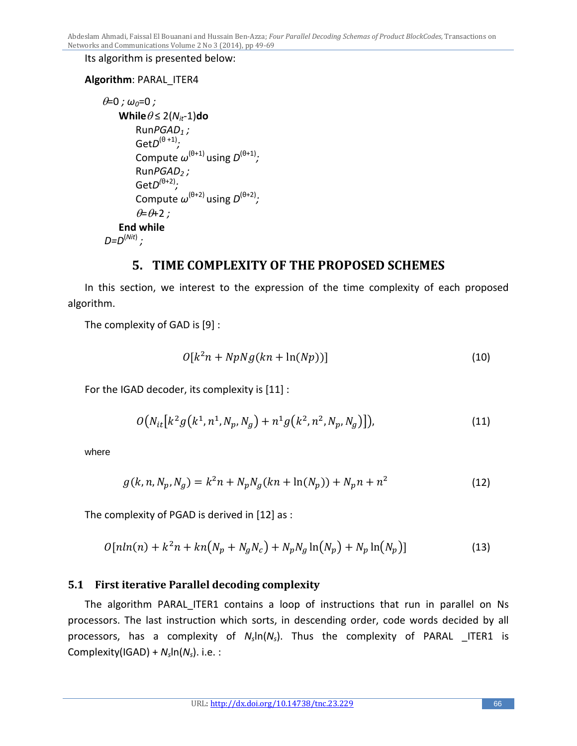Its algorithm is presented below:

**Algorithm**: PARAL_ITER4

$\theta$=0 ; $\omega_0$=0 ;
**While** $\theta \leq 2(N_{it}\text{-}1)$ **do**
Run $PGAD_1$ ;
Get $D^{(\theta+1)}$;
Compute $\omega^{(\theta+1)}$ using $D^{(\theta+1)}$;
Run $PGAD_2$ ;
Get $D^{(\theta+2)}$;
Compute $\omega^{(\theta+2)}$ using $D^{(\theta+2)}$;
$\theta=\theta+2$ ;
**End while**
$D=D^{(Nit)}$ ;

## 5. TIME COMPLEXITY OF THE PROPOSED SCHEMES

In this section, we interest to the expression of the time complexity of each proposed algorithm.

The complexity of GAD is [9] :

$$O[k^2 n + NpNg(kn + \ln(Np))] \tag{10}$$

For the IGAD decoder, its complexity is [11] :

$$O\left(N_{it}\left[k^2 g\left(k^1, n^1, N_p, N_g\right) + n^1 g\left(k^2, n^2, N_p, N_g\right)\right]\right), \tag{11}$$

where

$$g(k, n, N_p, N_g) = k^2 n + N_p N_g (kn + \ln(N_p)) + N_p n + n^2 \tag{12}$$

The complexity of PGAD is derived in [12] as :

$$O[n\ln(n) + k^2 n + kn\left(N_p + N_g N_c\right) + N_p N_g \ln\left(N_p\right) + N_p \ln\left(N_p\right)] \tag{13}$$

### 5.1 First iterative Parallel decoding complexity

The algorithm PARAL_ITER1 contains a loop of instructions that run in parallel on Ns processors. The last instruction which sorts, in descending order, code words decided by all processors, has a complexity of $N_s\ln(N_s)$. Thus the complexity of PARAL _ITER1 is Complexity(IGAD) + $N_s\ln(N_s)$. i.e. :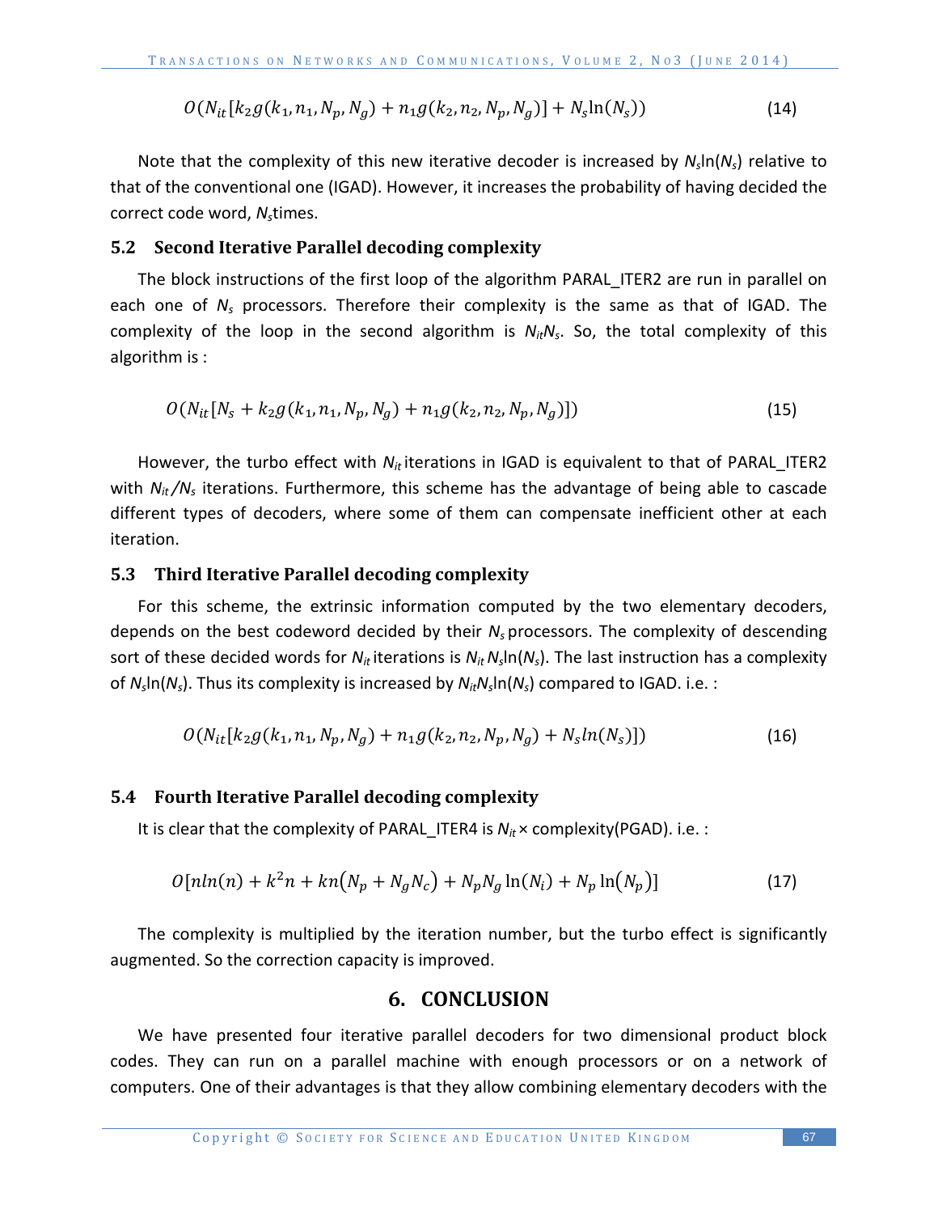$$O(N_{it}[k_2 g(k_1, n_1, N_p, N_g) + n_1 g(k_2, n_2, N_p, N_g)] + N_s \ln(N_s)) \quad (14)$$

Note that the complexity of this new iterative decoder is increased by $N_s\ln(N_s)$ relative to that of the conventional one (IGAD). However, it increases the probability of having decided the correct code word, $N_s$times.

### 5.2 Second Iterative Parallel decoding complexity

The block instructions of the first loop of the algorithm PARAL_ITER2 are run in parallel on each one of $N_s$ processors. Therefore their complexity is the same as that of IGAD. The complexity of the loop in the second algorithm is $N_{it}N_s$. So, the total complexity of this algorithm is :

$$O(N_{it}[N_s + k_2 g(k_1, n_1, N_p, N_g) + n_1 g(k_2, n_2, N_p, N_g)]) \quad (15)$$

However, the turbo effect with $N_{it}$ iterations in IGAD is equivalent to that of PARAL_ITER2 with $N_{it}/N_s$ iterations. Furthermore, this scheme has the advantage of being able to cascade different types of decoders, where some of them can compensate inefficient other at each iteration.

### 5.3 Third Iterative Parallel decoding complexity

For this scheme, the extrinsic information computed by the two elementary decoders, depends on the best codeword decided by their $N_s$ processors. The complexity of descending sort of these decided words for $N_{it}$ iterations is $N_{it}N_s\ln(N_s)$. The last instruction has a complexity of $N_s\ln(N_s)$. Thus its complexity is increased by $N_{it}N_s\ln(N_s)$ compared to IGAD. i.e. :

$$O(N_{it}[k_2 g(k_1, n_1, N_p, N_g) + n_1 g(k_2, n_2, N_p, N_g) + N_s ln(N_s)]) \quad (16)$$

### 5.4 Fourth Iterative Parallel decoding complexity

It is clear that the complexity of PARAL_ITER4 is $N_{it}\times$ complexity(PGAD). i.e. :

$$O[nln(n) + k^2 n + kn(N_p + N_g N_c) + N_p N_g \ln(N_i) + N_p \ln(N_p)] \quad (17)$$

The complexity is multiplied by the iteration number, but the turbo effect is significantly augmented. So the correction capacity is improved.

## 6. CONCLUSION

We have presented four iterative parallel decoders for two dimensional product block codes. They can run on a parallel machine with enough processors or on a network of computers. One of their advantages is that they allow combining elementary decoders with the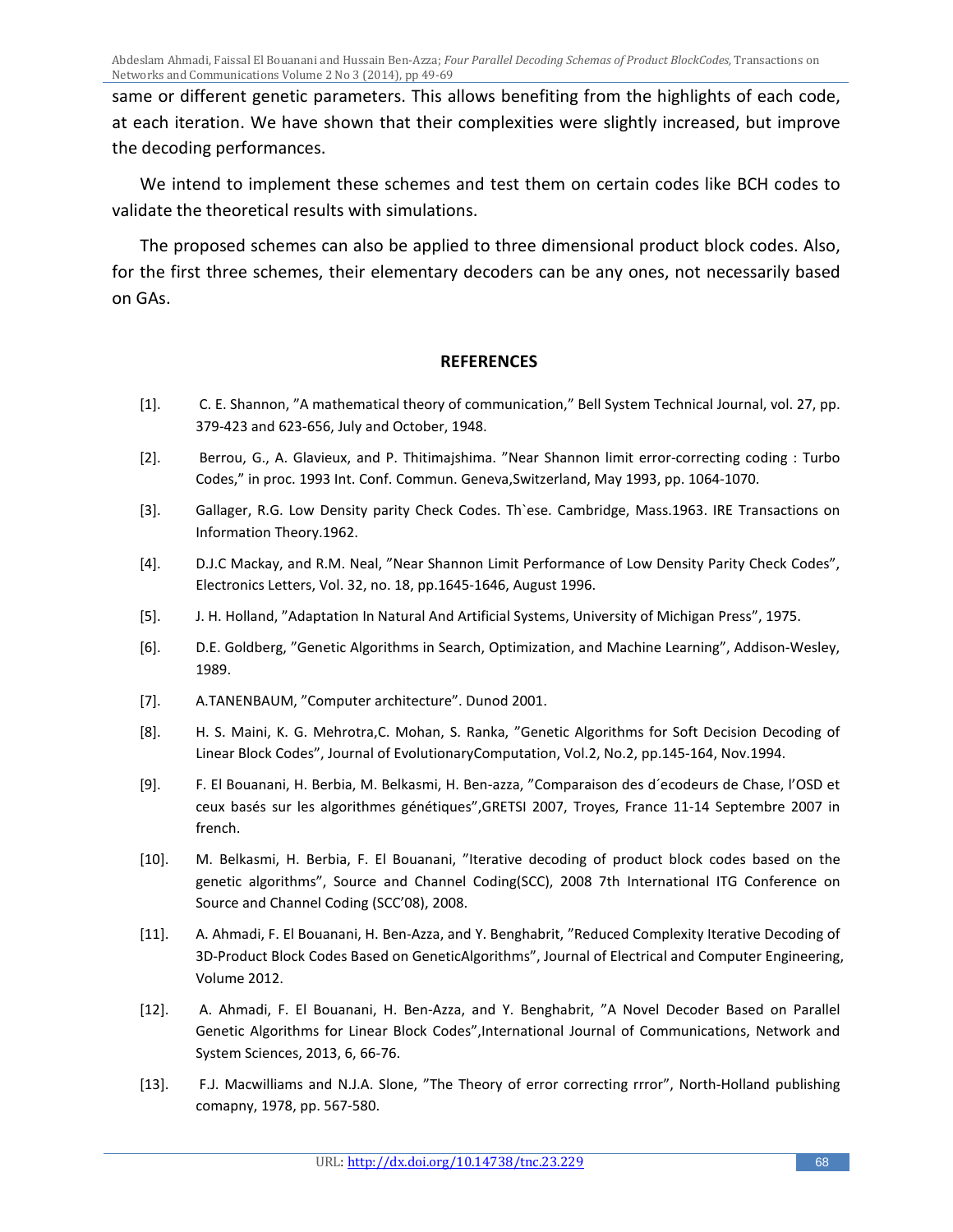same or different genetic parameters. This allows benefiting from the highlights of each code, at each iteration. We have shown that their complexities were slightly increased, but improve the decoding performances.

We intend to implement these schemes and test them on certain codes like BCH codes to validate the theoretical results with simulations.

The proposed schemes can also be applied to three dimensional product block codes. Also, for the first three schemes, their elementary decoders can be any ones, not necessarily based on GAs.

## REFERENCES

[1]. C. E. Shannon, ”A mathematical theory of communication,” Bell System Technical Journal, vol. 27, pp. 379-423 and 623-656, July and October, 1948.

[2]. Berrou, G., A. Glavieux, and P. Thitimajshima. ”Near Shannon limit error-correcting coding : Turbo Codes,” in proc. 1993 Int. Conf. Commun. Geneva,Switzerland, May 1993, pp. 1064-1070.

[3]. Gallager, R.G. Low Density parity Check Codes. Th`ese. Cambridge, Mass.1963. IRE Transactions on Information Theory.1962.

[4]. D.J.C Mackay, and R.M. Neal, ”Near Shannon Limit Performance of Low Density Parity Check Codes”, Electronics Letters, Vol. 32, no. 18, pp.1645-1646, August 1996.

[5]. J. H. Holland, ”Adaptation In Natural And Artificial Systems, University of Michigan Press”, 1975.

[6]. D.E. Goldberg, ”Genetic Algorithms in Search, Optimization, and Machine Learning”, Addison-Wesley, 1989.

[7]. A.TANENBAUM, ”Computer architecture”. Dunod 2001.

[8]. H. S. Maini, K. G. Mehrotra,C. Mohan, S. Ranka, ”Genetic Algorithms for Soft Decision Decoding of Linear Block Codes”, Journal of EvolutionaryComputation, Vol.2, No.2, pp.145-164, Nov.1994.

[9]. F. El Bouanani, H. Berbia, M. Belkasmi, H. Ben-azza, ”Comparaison des d´ecodeurs de Chase, l’OSD et ceux basés sur les algorithmes génétiques”,GRETSI 2007, Troyes, France 11-14 Septembre 2007 in french.

[10]. M. Belkasmi, H. Berbia, F. El Bouanani, ”Iterative decoding of product block codes based on the genetic algorithms”, Source and Channel Coding(SCC), 2008 7th International ITG Conference on Source and Channel Coding (SCC’08), 2008.

[11]. A. Ahmadi, F. El Bouanani, H. Ben-Azza, and Y. Benghabrit, ”Reduced Complexity Iterative Decoding of 3D-Product Block Codes Based on GeneticAlgorithms”, Journal of Electrical and Computer Engineering, Volume 2012.

[12]. A. Ahmadi, F. El Bouanani, H. Ben-Azza, and Y. Benghabrit, ”A Novel Decoder Based on Parallel Genetic Algorithms for Linear Block Codes”,International Journal of Communications, Network and System Sciences, 2013, 6, 66-76.

[13]. F.J. Macwilliams and N.J.A. Slone, ”The Theory of error correcting rrror”, North-Holland publishing comapny, 1978, pp. 567-580.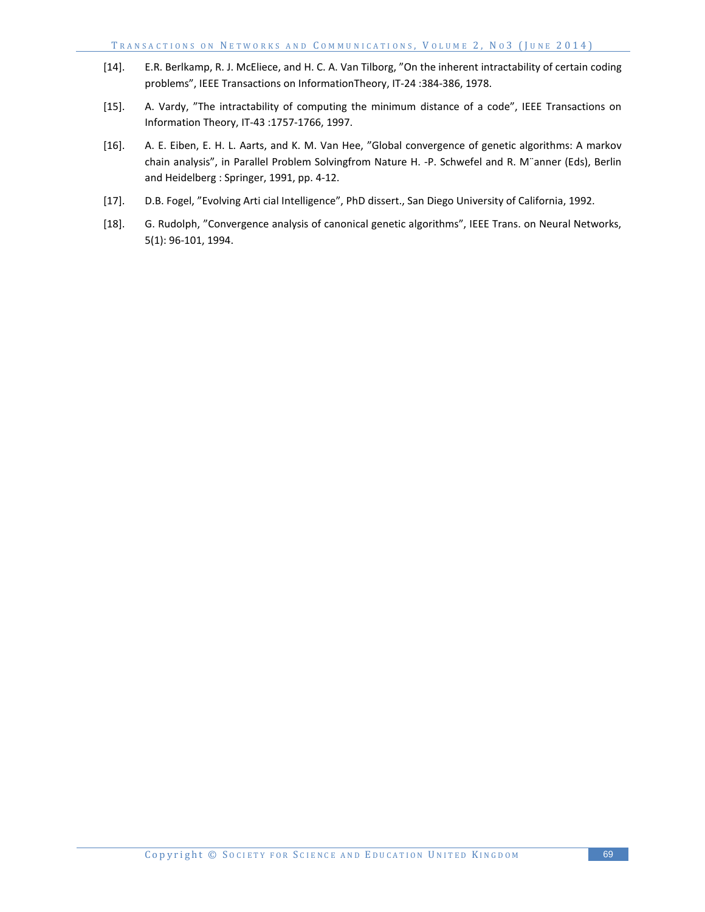[14]. E.R. Berlkamp, R. J. McEliece, and H. C. A. Van Tilborg, ”On the inherent intractability of certain coding problems”, IEEE Transactions on InformationTheory, IT-24 :384-386, 1978.

[15]. A. Vardy, ”The intractability of computing the minimum distance of a code”, IEEE Transactions on Information Theory, IT-43 :1757-1766, 1997.

[16]. A. E. Eiben, E. H. L. Aarts, and K. M. Van Hee, ”Global convergence of genetic algorithms: A markov chain analysis”, in Parallel Problem Solvingfrom Nature H. -P. Schwefel and R. M¨anner (Eds), Berlin and Heidelberg : Springer, 1991, pp. 4-12.

[17]. D.B. Fogel, ”Evolving Arti cial Intelligence”, PhD dissert., San Diego University of California, 1992.

[18]. G. Rudolph, ”Convergence analysis of canonical genetic algorithms”, IEEE Trans. on Neural Networks, 5(1): 96-101, 1994.